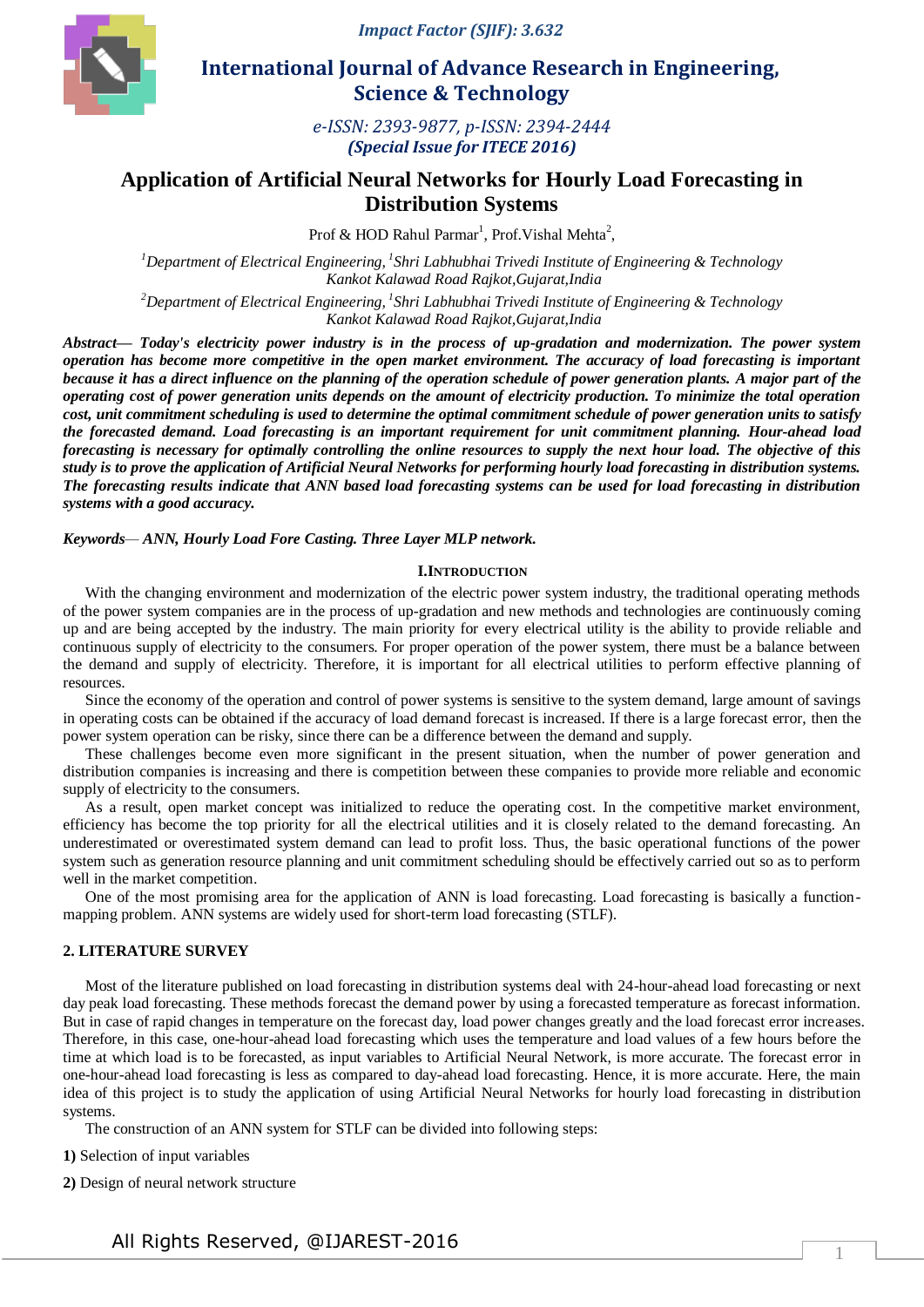# Application of Artificial Neural Networks for Hourly Load Forecasting in Distribution Systems

Prof & HOD Rahul Parmar[1], Prof.Vishal Mehta[2],

[1]*Department of Electrical Engineering,* [1]*Shri Labhubhai Trivedi Institute of Engineering & Technology Kankot Kalawad Road Rajkot,Gujarat,India*

[2]*Department of Electrical Engineering,* [1]*Shri Labhubhai Trivedi Institute of Engineering & Technology Kankot Kalawad Road Rajkot,Gujarat,India*

***Abstract***— ***Today's electricity power industry is in the process of up-gradation and modernization. The power system operation has become more competitive in the open market environment. The accuracy of load forecasting is important because it has a direct influence on the planning of the operation schedule of power generation plants. A major part of the operating cost of power generation units depends on the amount of electricity production. To minimize the total operation cost, unit commitment scheduling is used to determine the optimal commitment schedule of power generation units to satisfy the forecasted demand. Load forecasting is an important requirement for unit commitment planning. Hour-ahead load forecasting is necessary for optimally controlling the online resources to supply the next hour load. The objective of this study is to prove the application of Artificial Neural Networks for performing hourly load forecasting in distribution systems. The forecasting results indicate that ANN based load forecasting systems can be used for load forecasting in distribution systems with a good accuracy.***

***Keywords***— ***ANN, Hourly Load Fore Casting. Three Layer MLP network.***

## I. Introduction

With the changing environment and modernization of the electric power system industry, the traditional operating methods of the power system companies are in the process of up-gradation and new methods and technologies are continuously coming up and are being accepted by the industry. The main priority for every electrical utility is the ability to provide reliable and continuous supply of electricity to the consumers. For proper operation of the power system, there must be a balance between the demand and supply of electricity. Therefore, it is important for all electrical utilities to perform effective planning of resources.

Since the economy of the operation and control of power systems is sensitive to the system demand, large amount of savings in operating costs can be obtained if the accuracy of load demand forecast is increased. If there is a large forecast error, then the power system operation can be risky, since there can be a difference between the demand and supply.

These challenges become even more significant in the present situation, when the number of power generation and distribution companies is increasing and there is competition between these companies to provide more reliable and economic supply of electricity to the consumers.

As a result, open market concept was initialized to reduce the operating cost. In the competitive market environment, efficiency has become the top priority for all the electrical utilities and it is closely related to the demand forecasting. An underestimated or overestimated system demand can lead to profit loss. Thus, the basic operational functions of the power system such as generation resource planning and unit commitment scheduling should be effectively carried out so as to perform well in the market competition.

One of the most promising area for the application of ANN is load forecasting. Load forecasting is basically a function-mapping problem. ANN systems are widely used for short-term load forecasting (STLF).

## 2. LITERATURE SURVEY

Most of the literature published on load forecasting in distribution systems deal with 24-hour-ahead load forecasting or next day peak load forecasting. These methods forecast the demand power by using a forecasted temperature as forecast information. But in case of rapid changes in temperature on the forecast day, load power changes greatly and the load forecast error increases. Therefore, in this case, one-hour-ahead load forecasting which uses the temperature and load values of a few hours before the time at which load is to be forecasted, as input variables to Artificial Neural Network, is more accurate. The forecast error in one-hour-ahead load forecasting is less as compared to day-ahead load forecasting. Hence, it is more accurate. Here, the main idea of this project is to study the application of using Artificial Neural Networks for hourly load forecasting in distribution systems.

The construction of an ANN system for STLF can be divided into following steps:

**1)** Selection of input variables

**2)** Design of neural network structure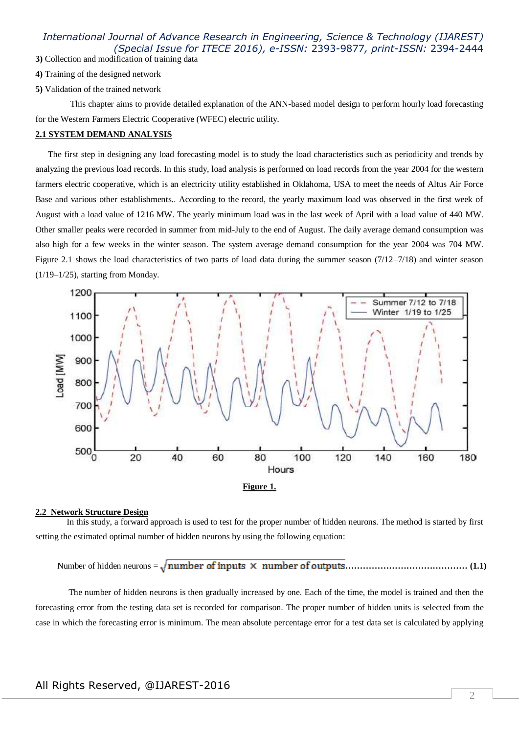**3)** Collection and modification of training data

**4)** Training of the designed network

**5)** Validation of the trained network

This chapter aims to provide detailed explanation of the ANN-based model design to perform hourly load forecasting for the Western Farmers Electric Cooperative (WFEC) electric utility.

## 2.1 SYSTEM DEMAND ANALYSIS

The first step in designing any load forecasting model is to study the load characteristics such as periodicity and trends by analyzing the previous load records. In this study, load analysis is performed on load records from the year 2004 for the western farmers electric cooperative, which is an electricity utility established in Oklahoma, USA to meet the needs of Altus Air Force Base and various other establishments.. According to the record, the yearly maximum load was observed in the first week of August with a load value of 1216 MW. The yearly minimum load was in the last week of April with a load value of 440 MW. Other smaller peaks were recorded in summer from mid-July to the end of August. The daily average demand consumption was also high for a few weeks in the winter season. The system average demand consumption for the year 2004 was 704 MW. Figure 2.1 shows the load characteristics of two parts of load data during the summer season (7/12–7/18) and winter season (1/19–1/25), starting from Monday.

**Figure 1.**

## 2.2 Network Structure Design

In this study, a forward approach is used to test for the proper number of hidden neurons. The method is started by first setting the estimated optimal number of hidden neurons by using the following equation:

$$\text{Number of hidden neurons} = \sqrt{\text{number of inputs} \times \text{number of outputs}} \quad \textbf{(1.1)}$$

The number of hidden neurons is then gradually increased by one. Each of the time, the model is trained and then the forecasting error from the testing data set is recorded for comparison. The proper number of hidden units is selected from the case in which the forecasting error is minimum. The mean absolute percentage error for a test data set is calculated by applying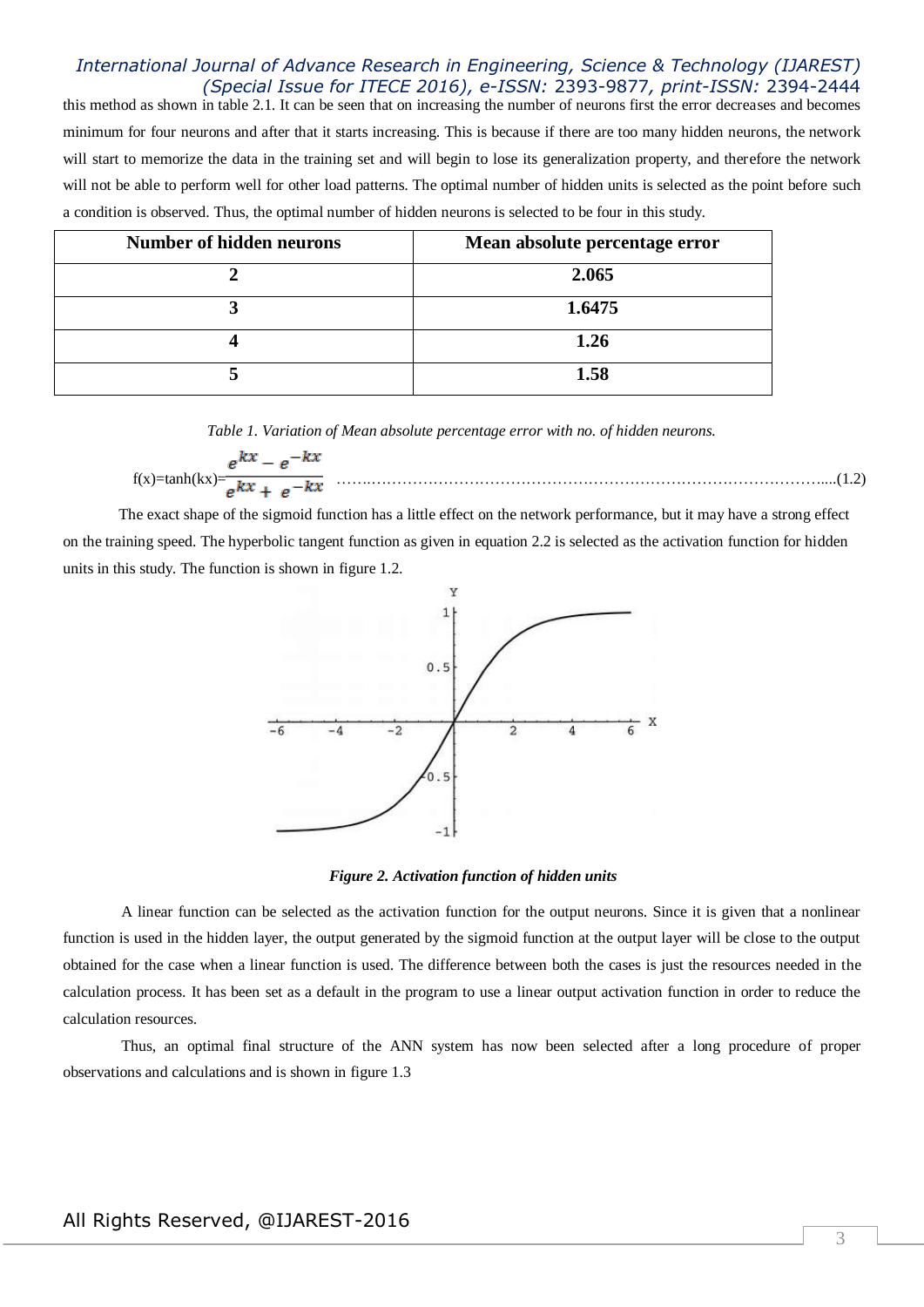this method as shown in table 2.1. It can be seen that on increasing the number of neurons first the error decreases and becomes minimum for four neurons and after that it starts increasing. This is because if there are too many hidden neurons, the network will start to memorize the data in the training set and will begin to lose its generalization property, and therefore the network will not be able to perform well for other load patterns. The optimal number of hidden units is selected as the point before such a condition is observed. Thus, the optimal number of hidden neurons is selected to be four in this study.

| Number of hidden neurons | Mean absolute percentage error |
|---|---|
| 2 | 2.065 |
| 3 | 1.6475 |
| 4 | 1.26 |
| 5 | 1.58 |

*Table 1. Variation of Mean absolute percentage error with no. of hidden neurons.*

$$f(x)=\tanh(kx)=\frac{e^{kx}-e^{-kx}}{e^{kx}+e^{-kx}} \quad \text{.......(1.2)}$$

The exact shape of the sigmoid function has a little effect on the network performance, but it may have a strong effect on the training speed. The hyperbolic tangent function as given in equation 2.2 is selected as the activation function for hidden units in this study. The function is shown in figure 1.2.

***Figure 2. Activation function of hidden units***

A linear function can be selected as the activation function for the output neurons. Since it is given that a nonlinear function is used in the hidden layer, the output generated by the sigmoid function at the output layer will be close to the output obtained for the case when a linear function is used. The difference between both the cases is just the resources needed in the calculation process. It has been set as a default in the program to use a linear output activation function in order to reduce the calculation resources.

Thus, an optimal final structure of the ANN system has now been selected after a long procedure of proper observations and calculations and is shown in figure 1.3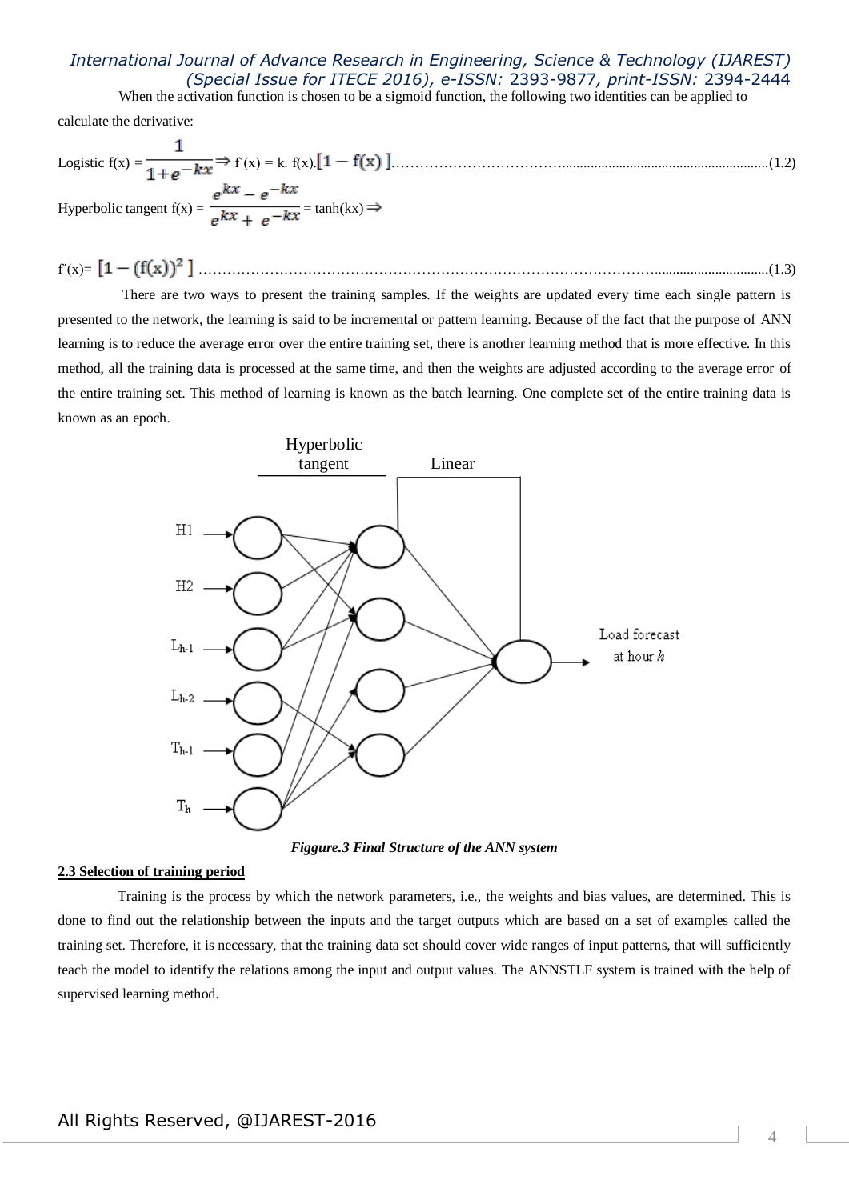When the activation function is chosen to be a sigmoid function, the following two identities can be applied to calculate the derivative:

Logistic $f(x) = \frac{1}{1+e^{-kx}} \Rightarrow f'(x) = k.\ f(x).[1 - f(x)]$ ..........(1.2)

Hyperbolic tangent $f(x) = \frac{e^{kx} - e^{-kx}}{e^{kx} + e^{-kx}} = \tanh(kx) \Rightarrow$

$f'(x) = [1 - (f(x))^2]$ ..........(1.3)

There are two ways to present the training samples. If the weights are updated every time each single pattern is presented to the network, the learning is said to be incremental or pattern learning. Because of the fact that the purpose of ANN learning is to reduce the average error over the entire training set, there is another learning method that is more effective. In this method, all the training data is processed at the same time, and then the weights are adjusted according to the average error of the entire training set. This method of learning is known as the batch learning. One complete set of the entire training data is known as an epoch.

*Figgure.3 Final Structure of the ANN system*

## 2.3 Selection of training period

Training is the process by which the network parameters, i.e., the weights and bias values, are determined. This is done to find out the relationship between the inputs and the target outputs which are based on a set of examples called the training set. Therefore, it is necessary, that the training data set should cover wide ranges of input patterns, that will sufficiently teach the model to identify the relations among the input and output values. The ANNSTLF system is trained with the help of supervised learning method.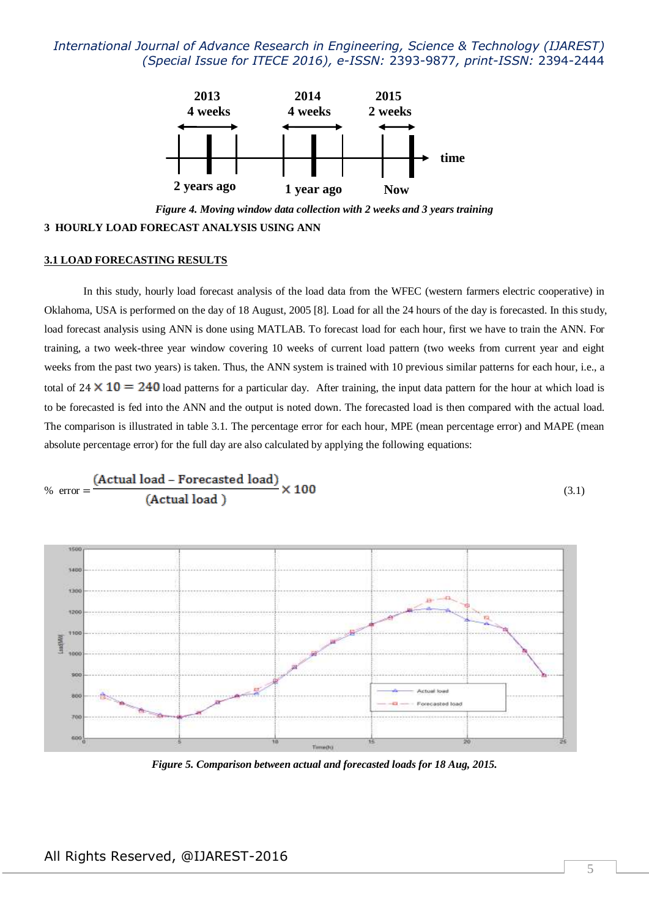*Figure 4. Moving window data collection with 2 weeks and 3 years training*

## 3 HOURLY LOAD FORECAST ANALYSIS USING ANN

### 3.1 LOAD FORECASTING RESULTS

In this study, hourly load forecast analysis of the load data from the WFEC (western farmers electric cooperative) in Oklahoma, USA is performed on the day of 18 August, 2005 [8]. Load for all the 24 hours of the day is forecasted. In this study, load forecast analysis using ANN is done using MATLAB. To forecast load for each hour, first we have to train the ANN. For training, a two week-three year window covering 10 weeks of current load pattern (two weeks from current year and eight weeks from the past two years) is taken. Thus, the ANN system is trained with 10 previous similar patterns for each hour, i.e., a total of $24 \times 10 = 240$ load patterns for a particular day. After training, the input data pattern for the hour at which load is to be forecasted is fed into the ANN and the output is noted down. The forecasted load is then compared with the actual load. The comparison is illustrated in table 3.1. The percentage error for each hour, MPE (mean percentage error) and MAPE (mean absolute percentage error) for the full day are also calculated by applying the following equations:

$$\%\ \text{error} = \frac{(\text{Actual load} - \text{Forecasted load})}{(\text{Actual load})} \times 100 \qquad (3.1)$$

*Figure 5. Comparison between actual and forecasted loads for 18 Aug, 2015.*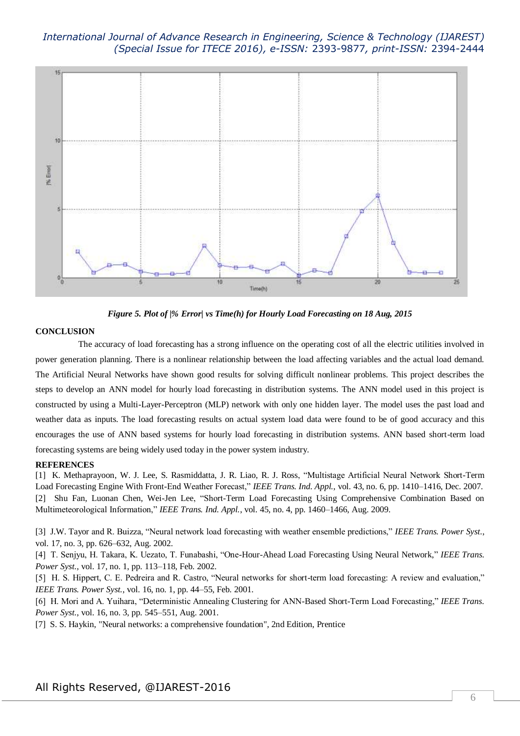Figure 5. Plot of |% Error| vs Time(h) for Hourly Load Forecasting on 18 Aug, 2015

## CONCLUSION

The accuracy of load forecasting has a strong influence on the operating cost of all the electric utilities involved in power generation planning. There is a nonlinear relationship between the load affecting variables and the actual load demand. The Artificial Neural Networks have shown good results for solving difficult nonlinear problems. This project describes the steps to develop an ANN model for hourly load forecasting in distribution systems. The ANN model used in this project is constructed by using a Multi-Layer-Perceptron (MLP) network with only one hidden layer. The model uses the past load and weather data as inputs. The load forecasting results on actual system load data were found to be of good accuracy and this encourages the use of ANN based systems for hourly load forecasting in distribution systems. ANN based short-term load forecasting systems are being widely used today in the power system industry.

## REFERENCES

[1] K. Methaprayoon, W. J. Lee, S. Rasmiddatta, J. R. Liao, R. J. Ross, "Multistage Artificial Neural Network Short-Term Load Forecasting Engine With Front-End Weather Forecast," *IEEE Trans. Ind. Appl.*, vol. 43, no. 6, pp. 1410–1416, Dec. 2007.

[2] Shu Fan, Luonan Chen, Wei-Jen Lee, "Short-Term Load Forecasting Using Comprehensive Combination Based on Multimeteorological Information," *IEEE Trans. Ind. Appl.*, vol. 45, no. 4, pp. 1460–1466, Aug. 2009.

[3] J.W. Tayor and R. Buizza, "Neural network load forecasting with weather ensemble predictions," *IEEE Trans. Power Syst.*, vol. 17, no. 3, pp. 626–632, Aug. 2002.

[4] T. Senjyu, H. Takara, K. Uezato, T. Funabashi, "One-Hour-Ahead Load Forecasting Using Neural Network," *IEEE Trans. Power Syst.*, vol. 17, no. 1, pp. 113–118, Feb. 2002.

[5] H. S. Hippert, C. E. Pedreira and R. Castro, "Neural networks for short-term load forecasting: A review and evaluation," *IEEE Trans. Power Syst.*, vol. 16, no. 1, pp. 44–55, Feb. 2001.

[6] H. Mori and A. Yuihara, "Deterministic Annealing Clustering for ANN-Based Short-Term Load Forecasting," *IEEE Trans. Power Syst.*, vol. 16, no. 3, pp. 545–551, Aug. 2001.

[7] S. S. Haykin, "Neural networks: a comprehensive foundation", 2nd Edition, Prentice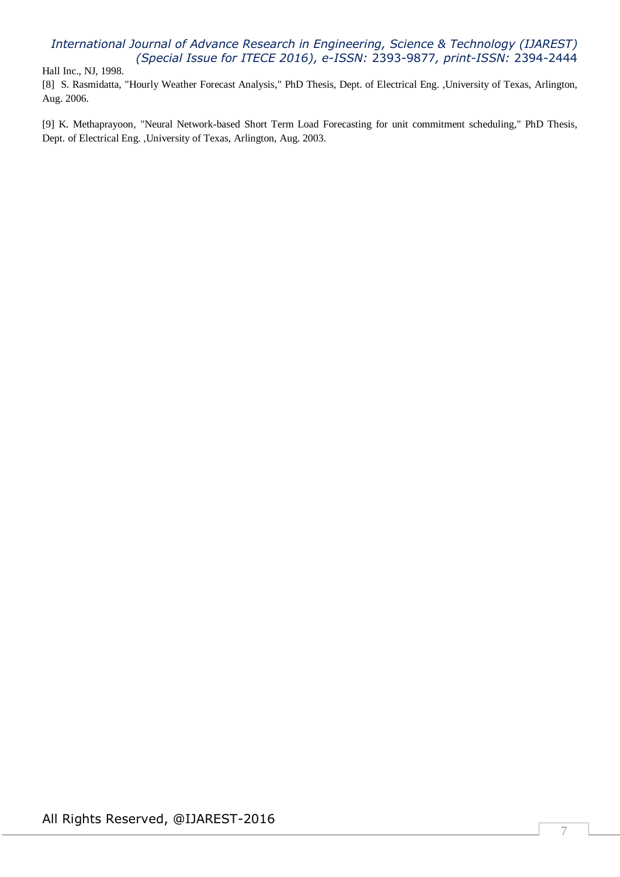Hall Inc., NJ, 1998.

[8] S. Rasmidatta, "Hourly Weather Forecast Analysis," PhD Thesis, Dept. of Electrical Eng. ,University of Texas, Arlington, Aug. 2006.

[9] K. Methaprayoon, "Neural Network-based Short Term Load Forecasting for unit commitment scheduling," PhD Thesis, Dept. of Electrical Eng. ,University of Texas, Arlington, Aug. 2003.